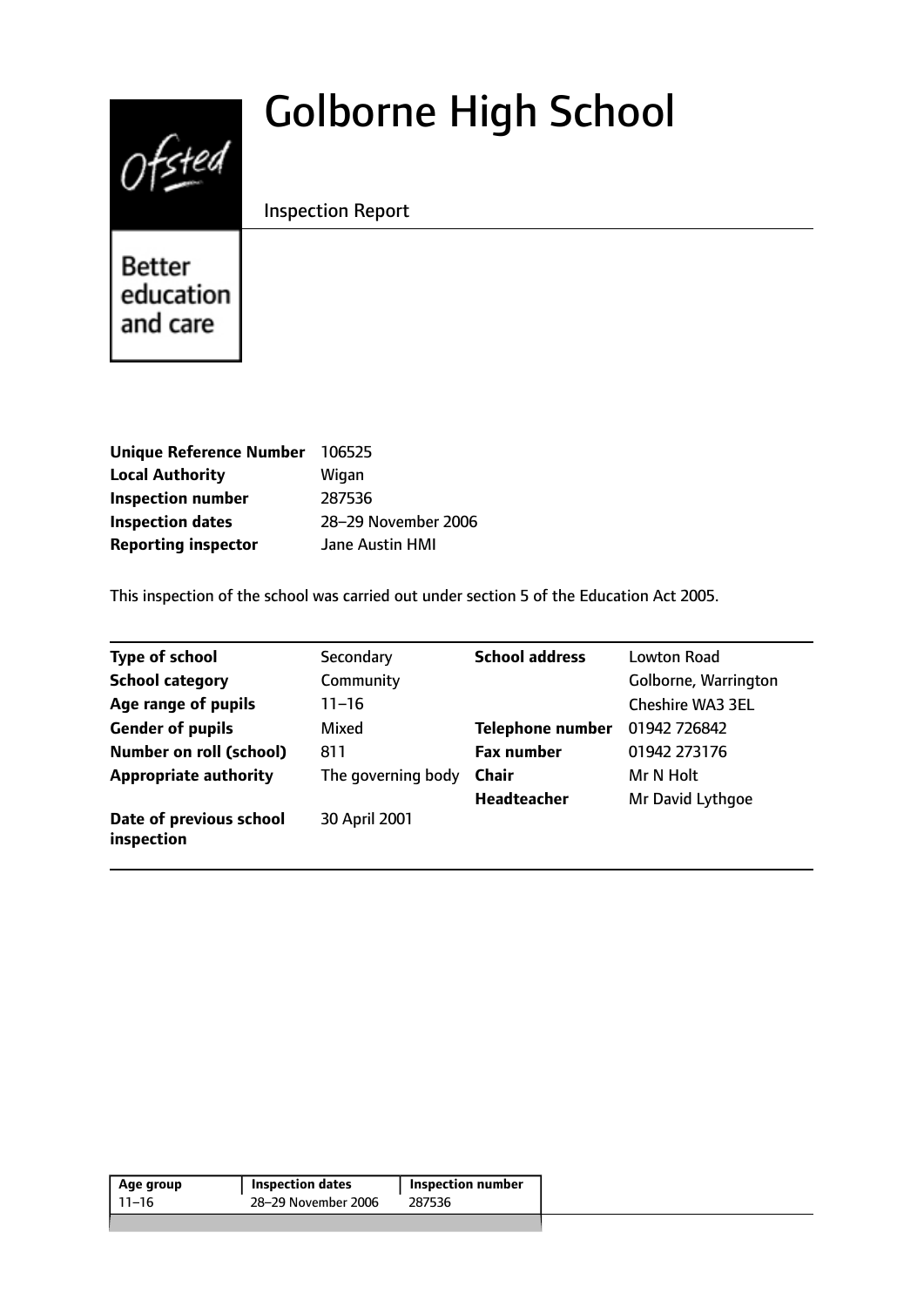# Golborne High School

Inspection Report

Better education and care

| | |
|---|---|
| **Unique Reference Number** | 106525 |
| **Local Authority** | Wigan |
| **Inspection number** | 287536 |
| **Inspection dates** | 28–29 November 2006 |
| **Reporting inspector** | Jane Austin HMI |

This inspection of the school was carried out under section 5 of the Education Act 2005.

| | | | |
|---|---|---|---|
| **Type of school** | Secondary | **School address** | Lowton Road |
| **School category** | Community | | Golborne, Warrington |
| **Age range of pupils** | 11–16 | | Cheshire WA3 3EL |
| **Gender of pupils** | Mixed | **Telephone number** | 01942 726842 |
| **Number on roll (school)** | 811 | **Fax number** | 01942 273176 |
| **Appropriate authority** | The governing body | **Chair** | Mr N Holt |
| | | **Headteacher** | Mr David Lythgoe |
| **Date of previous school inspection** | 30 April 2001 | | |

| Age group | Inspection dates | Inspection number |
|---|---|---|
| 11–16 | 28–29 November 2006 | 287536 |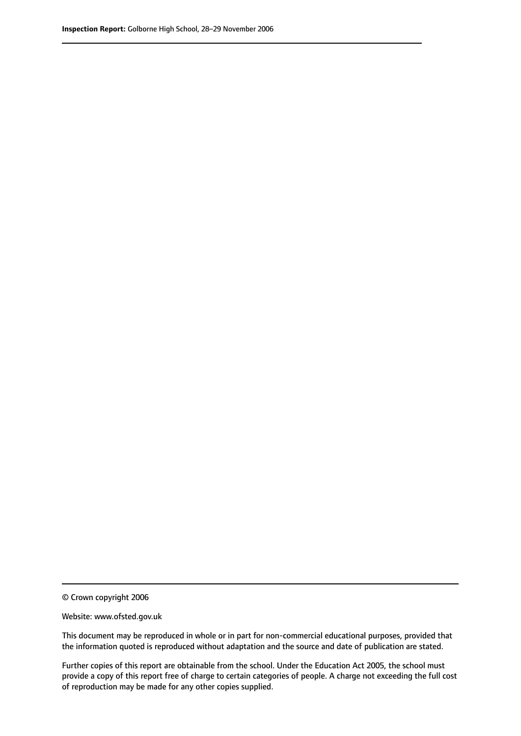© Crown copyright 2006

Website: www.ofsted.gov.uk

This document may be reproduced in whole or in part for non-commercial educational purposes, provided that the information quoted is reproduced without adaptation and the source and date of publication are stated.

Further copies of this report are obtainable from the school. Under the Education Act 2005, the school must provide a copy of this report free of charge to certain categories of people. A charge not exceeding the full cost of reproduction may be made for any other copies supplied.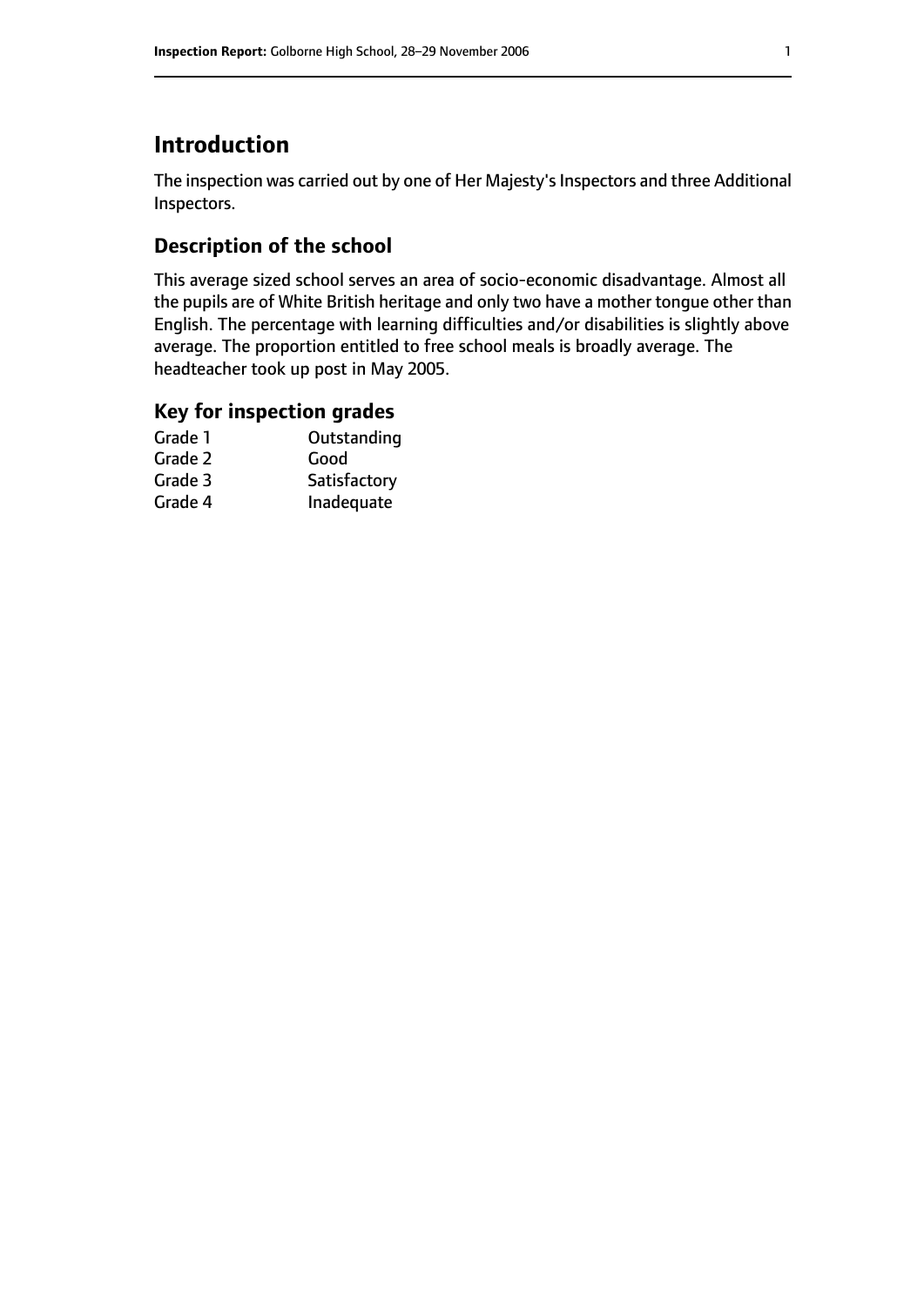# Introduction

The inspection was carried out by one of Her Majesty's Inspectors and three Additional Inspectors.

## Description of the school

This average sized school serves an area of socio-economic disadvantage. Almost all the pupils are of White British heritage and only two have a mother tongue other than English. The percentage with learning difficulties and/or disabilities is slightly above average. The proportion entitled to free school meals is broadly average. The headteacher took up post in May 2005.

## Key for inspection grades

| | |
|---|---|
| Grade 1 | Outstanding |
| Grade 2 | Good |
| Grade 3 | Satisfactory |
| Grade 4 | Inadequate |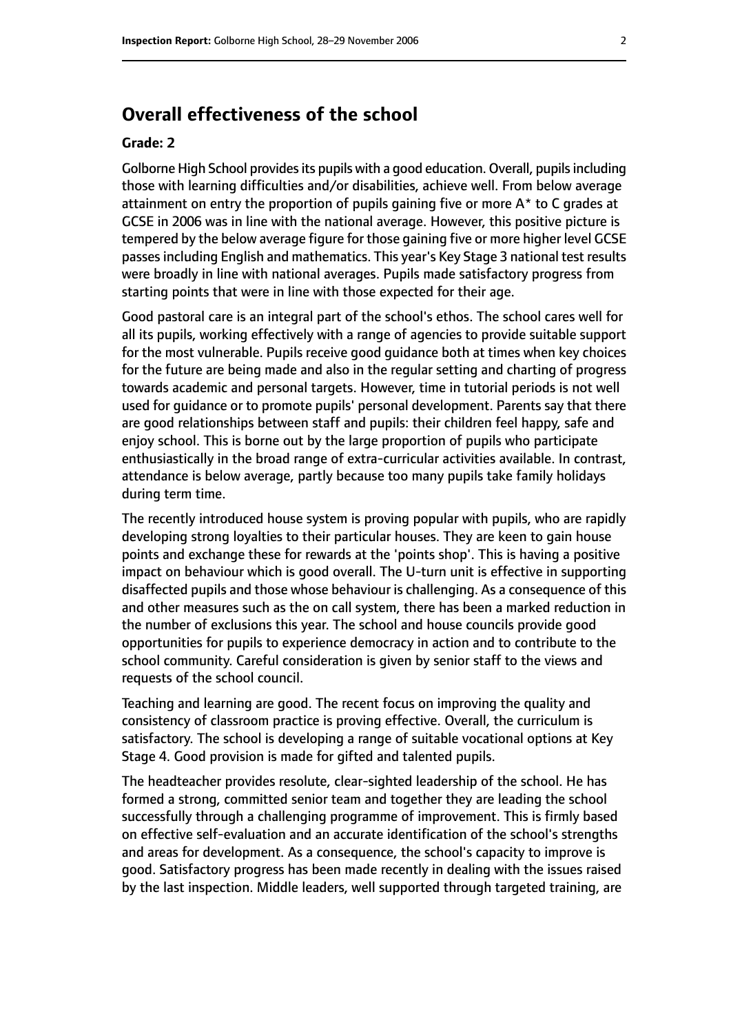## Overall effectiveness of the school

### Grade: 2

Golborne High School provides its pupils with a good education. Overall, pupils including those with learning difficulties and/or disabilities, achieve well. From below average attainment on entry the proportion of pupils gaining five or more A* to C grades at GCSE in 2006 was in line with the national average. However, this positive picture is tempered by the below average figure for those gaining five or more higher level GCSE passes including English and mathematics. This year's Key Stage 3 national test results were broadly in line with national averages. Pupils made satisfactory progress from starting points that were in line with those expected for their age.

Good pastoral care is an integral part of the school's ethos. The school cares well for all its pupils, working effectively with a range of agencies to provide suitable support for the most vulnerable. Pupils receive good guidance both at times when key choices for the future are being made and also in the regular setting and charting of progress towards academic and personal targets. However, time in tutorial periods is not well used for guidance or to promote pupils' personal development. Parents say that there are good relationships between staff and pupils: their children feel happy, safe and enjoy school. This is borne out by the large proportion of pupils who participate enthusiastically in the broad range of extra-curricular activities available. In contrast, attendance is below average, partly because too many pupils take family holidays during term time.

The recently introduced house system is proving popular with pupils, who are rapidly developing strong loyalties to their particular houses. They are keen to gain house points and exchange these for rewards at the 'points shop'. This is having a positive impact on behaviour which is good overall. The U-turn unit is effective in supporting disaffected pupils and those whose behaviour is challenging. As a consequence of this and other measures such as the on call system, there has been a marked reduction in the number of exclusions this year. The school and house councils provide good opportunities for pupils to experience democracy in action and to contribute to the school community. Careful consideration is given by senior staff to the views and requests of the school council.

Teaching and learning are good. The recent focus on improving the quality and consistency of classroom practice is proving effective. Overall, the curriculum is satisfactory. The school is developing a range of suitable vocational options at Key Stage 4. Good provision is made for gifted and talented pupils.

The headteacher provides resolute, clear-sighted leadership of the school. He has formed a strong, committed senior team and together they are leading the school successfully through a challenging programme of improvement. This is firmly based on effective self-evaluation and an accurate identification of the school's strengths and areas for development. As a consequence, the school's capacity to improve is good. Satisfactory progress has been made recently in dealing with the issues raised by the last inspection. Middle leaders, well supported through targeted training, are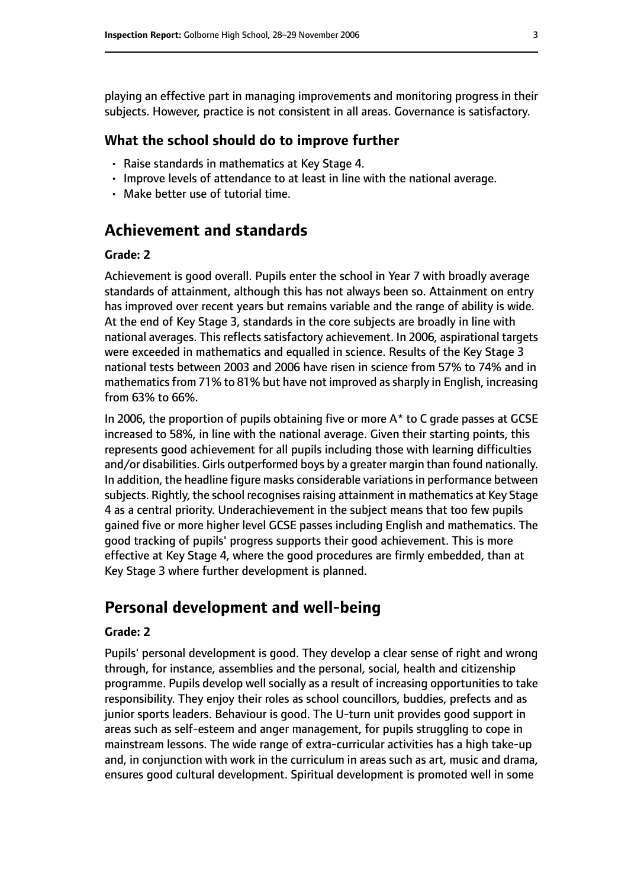playing an effective part in managing improvements and monitoring progress in their subjects. However, practice is not consistent in all areas. Governance is satisfactory.

### What the school should do to improve further

- Raise standards in mathematics at Key Stage 4.
- Improve levels of attendance to at least in line with the national average.
- Make better use of tutorial time.

## Achievement and standards

#### Grade: 2

Achievement is good overall. Pupils enter the school in Year 7 with broadly average standards of attainment, although this has not always been so. Attainment on entry has improved over recent years but remains variable and the range of ability is wide. At the end of Key Stage 3, standards in the core subjects are broadly in line with national averages. This reflects satisfactory achievement. In 2006, aspirational targets were exceeded in mathematics and equalled in science. Results of the Key Stage 3 national tests between 2003 and 2006 have risen in science from 57% to 74% and in mathematics from 71% to 81% but have not improved as sharply in English, increasing from 63% to 66%.

In 2006, the proportion of pupils obtaining five or more A* to C grade passes at GCSE increased to 58%, in line with the national average. Given their starting points, this represents good achievement for all pupils including those with learning difficulties and/or disabilities. Girls outperformed boys by a greater margin than found nationally. In addition, the headline figure masks considerable variations in performance between subjects. Rightly, the school recognises raising attainment in mathematics at Key Stage 4 as a central priority. Underachievement in the subject means that too few pupils gained five or more higher level GCSE passes including English and mathematics. The good tracking of pupils' progress supports their good achievement. This is more effective at Key Stage 4, where the good procedures are firmly embedded, than at Key Stage 3 where further development is planned.

## Personal development and well-being

#### Grade: 2

Pupils' personal development is good. They develop a clear sense of right and wrong through, for instance, assemblies and the personal, social, health and citizenship programme. Pupils develop well socially as a result of increasing opportunities to take responsibility. They enjoy their roles as school councillors, buddies, prefects and as junior sports leaders. Behaviour is good. The U-turn unit provides good support in areas such as self-esteem and anger management, for pupils struggling to cope in mainstream lessons. The wide range of extra-curricular activities has a high take-up and, in conjunction with work in the curriculum in areas such as art, music and drama, ensures good cultural development. Spiritual development is promoted well in some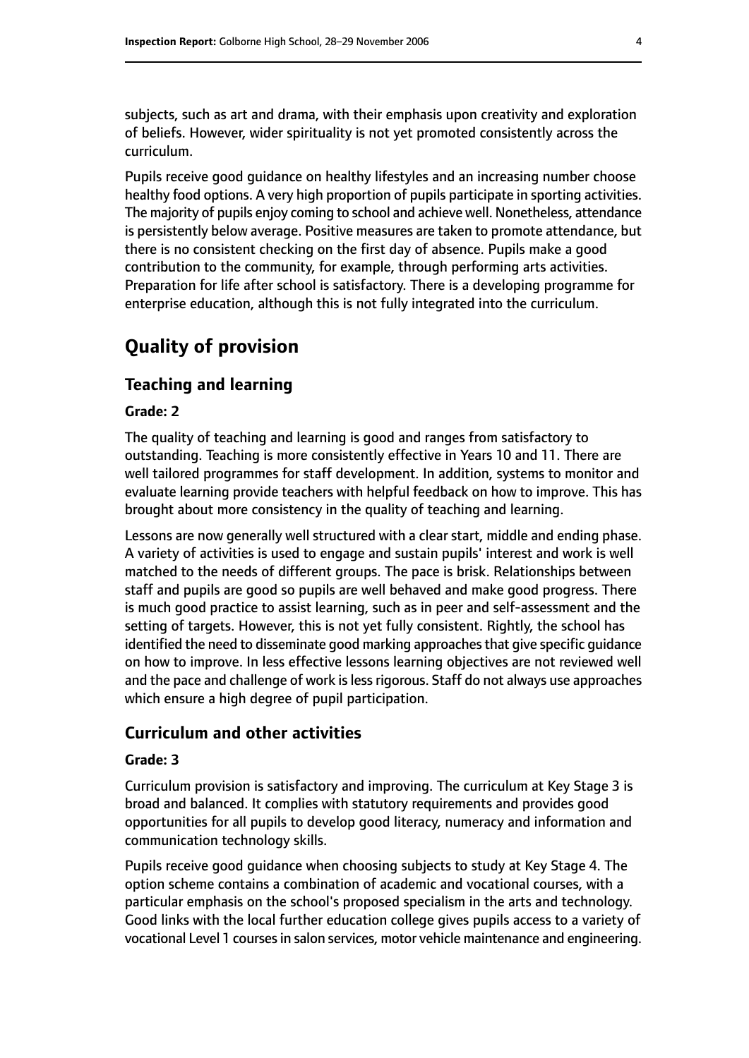subjects, such as art and drama, with their emphasis upon creativity and exploration of beliefs. However, wider spirituality is not yet promoted consistently across the curriculum.

Pupils receive good guidance on healthy lifestyles and an increasing number choose healthy food options. A very high proportion of pupils participate in sporting activities. The majority of pupils enjoy coming to school and achieve well. Nonetheless, attendance is persistently below average. Positive measures are taken to promote attendance, but there is no consistent checking on the first day of absence. Pupils make a good contribution to the community, for example, through performing arts activities. Preparation for life after school is satisfactory. There is a developing programme for enterprise education, although this is not fully integrated into the curriculum.

# Quality of provision

## Teaching and learning

**Grade: 2**

The quality of teaching and learning is good and ranges from satisfactory to outstanding. Teaching is more consistently effective in Years 10 and 11. There are well tailored programmes for staff development. In addition, systems to monitor and evaluate learning provide teachers with helpful feedback on how to improve. This has brought about more consistency in the quality of teaching and learning.

Lessons are now generally well structured with a clear start, middle and ending phase. A variety of activities is used to engage and sustain pupils' interest and work is well matched to the needs of different groups. The pace is brisk. Relationships between staff and pupils are good so pupils are well behaved and make good progress. There is much good practice to assist learning, such as in peer and self-assessment and the setting of targets. However, this is not yet fully consistent. Rightly, the school has identified the need to disseminate good marking approaches that give specific guidance on how to improve. In less effective lessons learning objectives are not reviewed well and the pace and challenge of work is less rigorous. Staff do not always use approaches which ensure a high degree of pupil participation.

## Curriculum and other activities

**Grade: 3**

Curriculum provision is satisfactory and improving. The curriculum at Key Stage 3 is broad and balanced. It complies with statutory requirements and provides good opportunities for all pupils to develop good literacy, numeracy and information and communication technology skills.

Pupils receive good guidance when choosing subjects to study at Key Stage 4. The option scheme contains a combination of academic and vocational courses, with a particular emphasis on the school's proposed specialism in the arts and technology. Good links with the local further education college gives pupils access to a variety of vocational Level 1 courses in salon services, motor vehicle maintenance and engineering.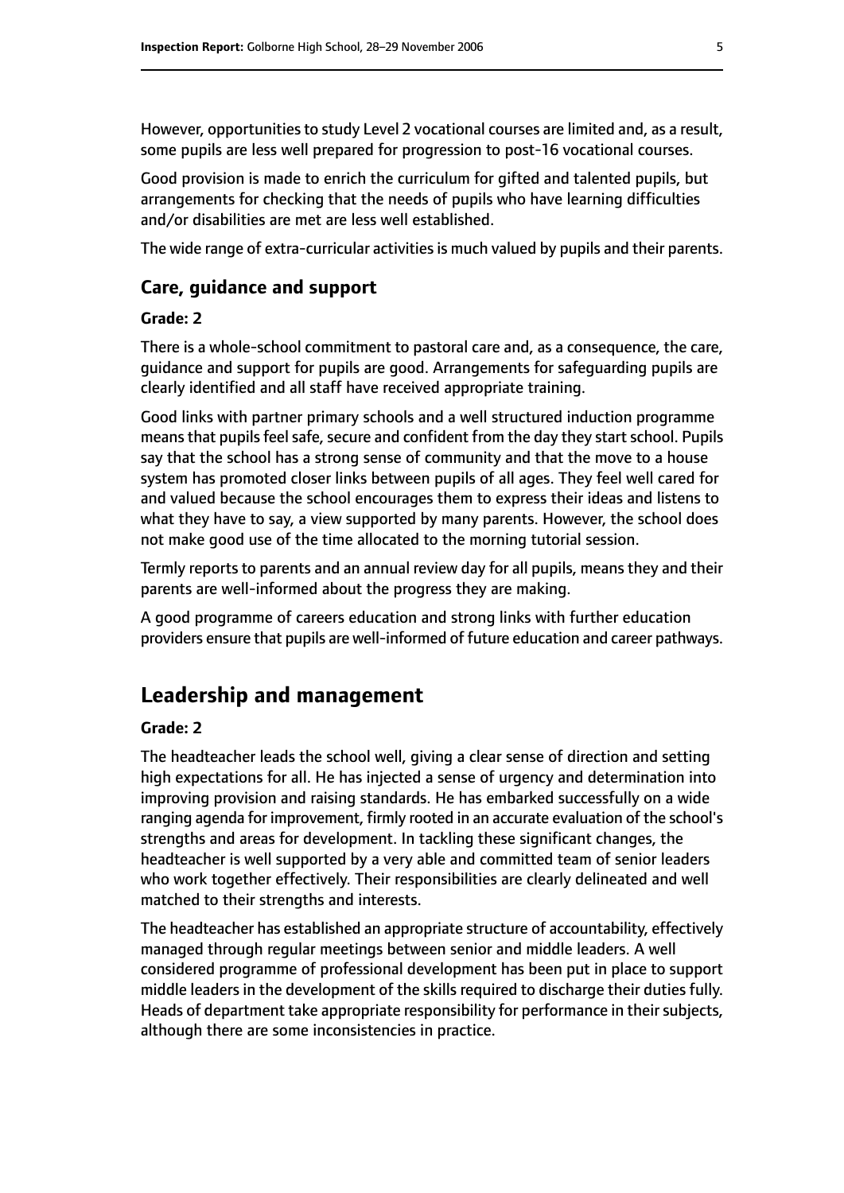However, opportunities to study Level 2 vocational courses are limited and, as a result, some pupils are less well prepared for progression to post-16 vocational courses.

Good provision is made to enrich the curriculum for gifted and talented pupils, but arrangements for checking that the needs of pupils who have learning difficulties and/or disabilities are met are less well established.

The wide range of extra-curricular activities is much valued by pupils and their parents.

### Care, guidance and support

#### Grade: 2

There is a whole-school commitment to pastoral care and, as a consequence, the care, guidance and support for pupils are good. Arrangements for safeguarding pupils are clearly identified and all staff have received appropriate training.

Good links with partner primary schools and a well structured induction programme means that pupils feel safe, secure and confident from the day they start school. Pupils say that the school has a strong sense of community and that the move to a house system has promoted closer links between pupils of all ages. They feel well cared for and valued because the school encourages them to express their ideas and listens to what they have to say, a view supported by many parents. However, the school does not make good use of the time allocated to the morning tutorial session.

Termly reports to parents and an annual review day for all pupils, means they and their parents are well-informed about the progress they are making.

A good programme of careers education and strong links with further education providers ensure that pupils are well-informed of future education and career pathways.

## Leadership and management

#### Grade: 2

The headteacher leads the school well, giving a clear sense of direction and setting high expectations for all. He has injected a sense of urgency and determination into improving provision and raising standards. He has embarked successfully on a wide ranging agenda for improvement, firmly rooted in an accurate evaluation of the school's strengths and areas for development. In tackling these significant changes, the headteacher is well supported by a very able and committed team of senior leaders who work together effectively. Their responsibilities are clearly delineated and well matched to their strengths and interests.

The headteacher has established an appropriate structure of accountability, effectively managed through regular meetings between senior and middle leaders. A well considered programme of professional development has been put in place to support middle leaders in the development of the skills required to discharge their duties fully. Heads of department take appropriate responsibility for performance in their subjects, although there are some inconsistencies in practice.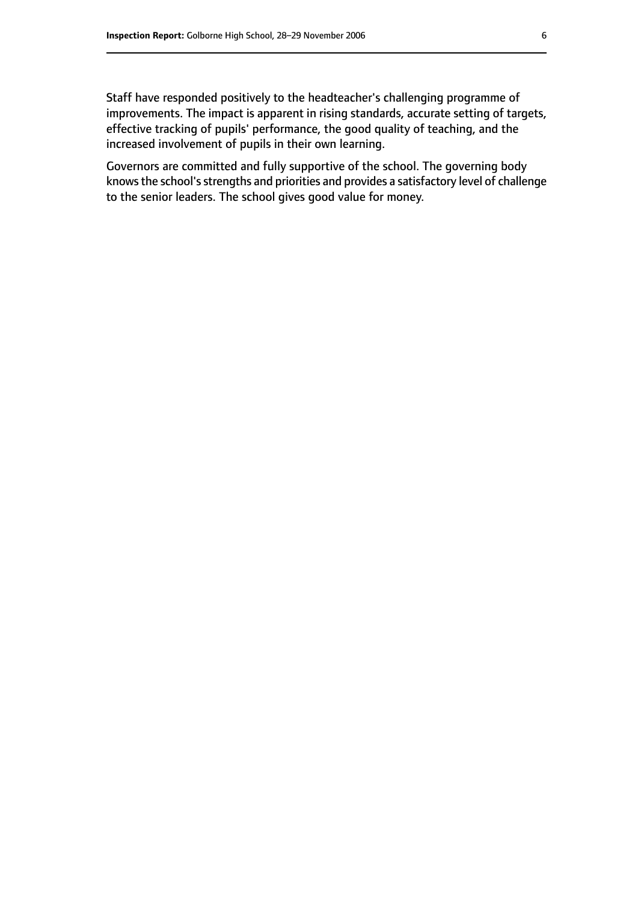Staff have responded positively to the headteacher's challenging programme of improvements. The impact is apparent in rising standards, accurate setting of targets, effective tracking of pupils' performance, the good quality of teaching, and the increased involvement of pupils in their own learning.

Governors are committed and fully supportive of the school. The governing body knows the school's strengths and priorities and provides a satisfactory level of challenge to the senior leaders. The school gives good value for money.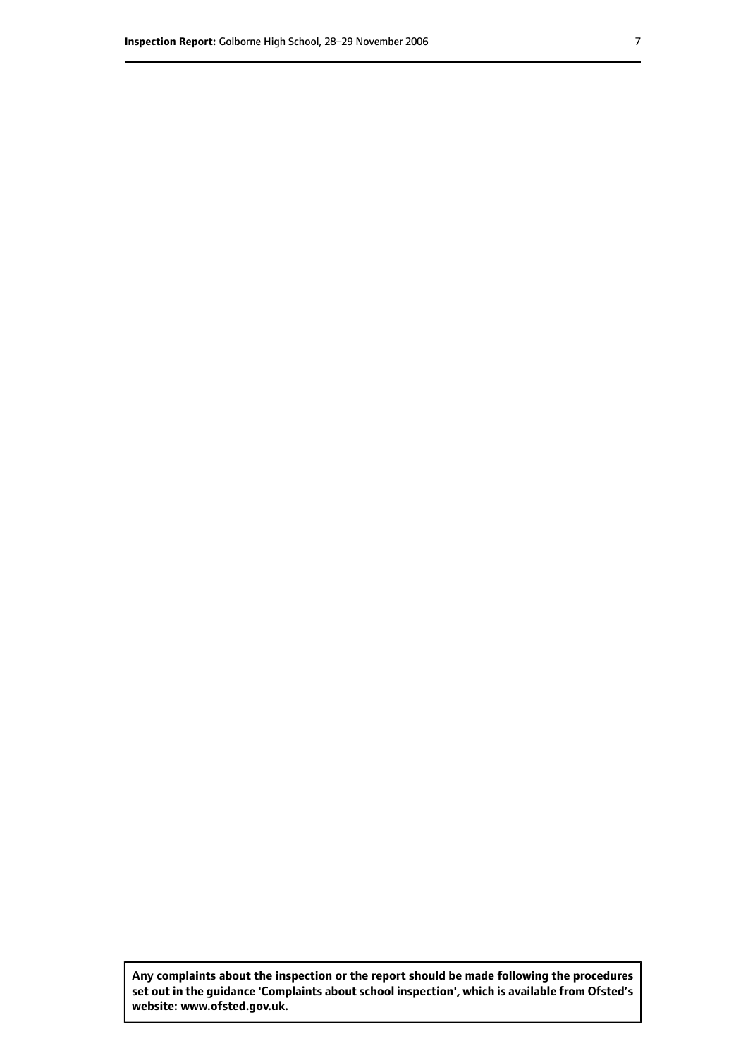**Any complaints about the inspection or the report should be made following the procedures set out in the guidance 'Complaints about school inspection', which is available from Ofsted's website: www.ofsted.gov.uk.**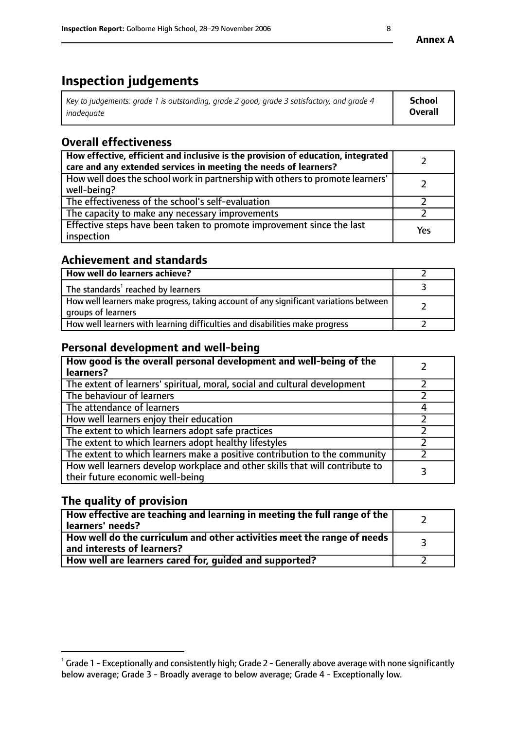**Annex A**

# Inspection judgements

| *Key to judgements: grade 1 is outstanding, grade 2 good, grade 3 satisfactory, and grade 4 inadequate* | **School Overall** |
|---|---|

## Overall effectiveness

| | |
|---|---|
| **How effective, efficient and inclusive is the provision of education, integrated care and any extended services in meeting the needs of learners?** | 2 |
| How well does the school work in partnership with others to promote learners' well-being? | 2 |
| The effectiveness of the school's self-evaluation | 2 |
| The capacity to make any necessary improvements | 2 |
| Effective steps have been taken to promote improvement since the last inspection | Yes |

## Achievement and standards

| | |
|---|---|
| **How well do learners achieve?** | 2 |
| The standards[1] reached by learners | 3 |
| How well learners make progress, taking account of any significant variations between groups of learners | 2 |
| How well learners with learning difficulties and disabilities make progress | 2 |

## Personal development and well-being

| | |
|---|---|
| **How good is the overall personal development and well-being of the learners?** | 2 |
| The extent of learners' spiritual, moral, social and cultural development | 2 |
| The behaviour of learners | 2 |
| The attendance of learners | 4 |
| How well learners enjoy their education | 2 |
| The extent to which learners adopt safe practices | 2 |
| The extent to which learners adopt healthy lifestyles | 2 |
| The extent to which learners make a positive contribution to the community | 2 |
| How well learners develop workplace and other skills that will contribute to their future economic well-being | 3 |

## The quality of provision

| | |
|---|---|
| **How effective are teaching and learning in meeting the full range of the learners' needs?** | 2 |
| **How well do the curriculum and other activities meet the range of needs and interests of learners?** | 3 |
| **How well are learners cared for, guided and supported?** | 2 |

[1] Grade 1 - Exceptionally and consistently high; Grade 2 - Generally above average with none significantly below average; Grade 3 - Broadly average to below average; Grade 4 - Exceptionally low.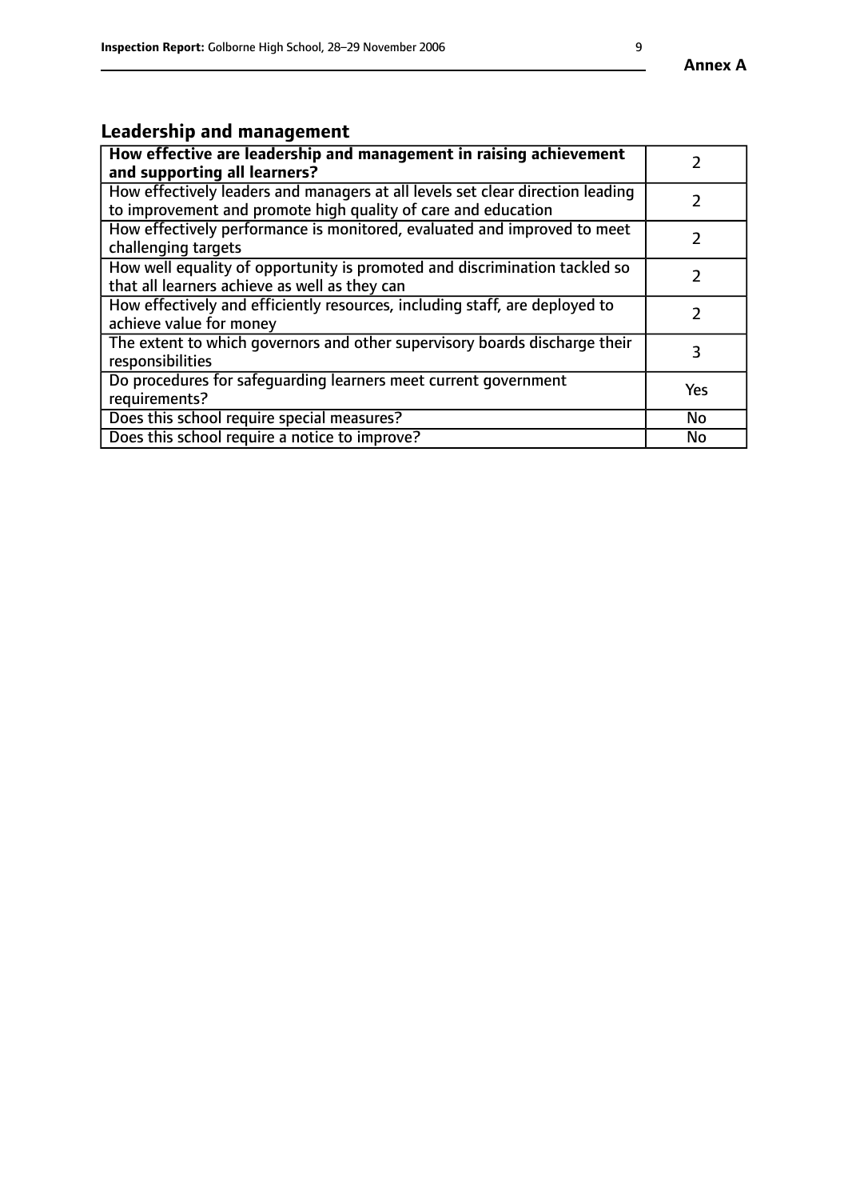## Leadership and management

| **How effective are leadership and management in raising achievement and supporting all learners?** | 2 |
|---|---|
| How effectively leaders and managers at all levels set clear direction leading to improvement and promote high quality of care and education | 2 |
| How effectively performance is monitored, evaluated and improved to meet challenging targets | 2 |
| How well equality of opportunity is promoted and discrimination tackled so that all learners achieve as well as they can | 2 |
| How effectively and efficiently resources, including staff, are deployed to achieve value for money | 2 |
| The extent to which governors and other supervisory boards discharge their responsibilities | 3 |
| Do procedures for safeguarding learners meet current government requirements? | Yes |
| Does this school require special measures? | No |
| Does this school require a notice to improve? | No |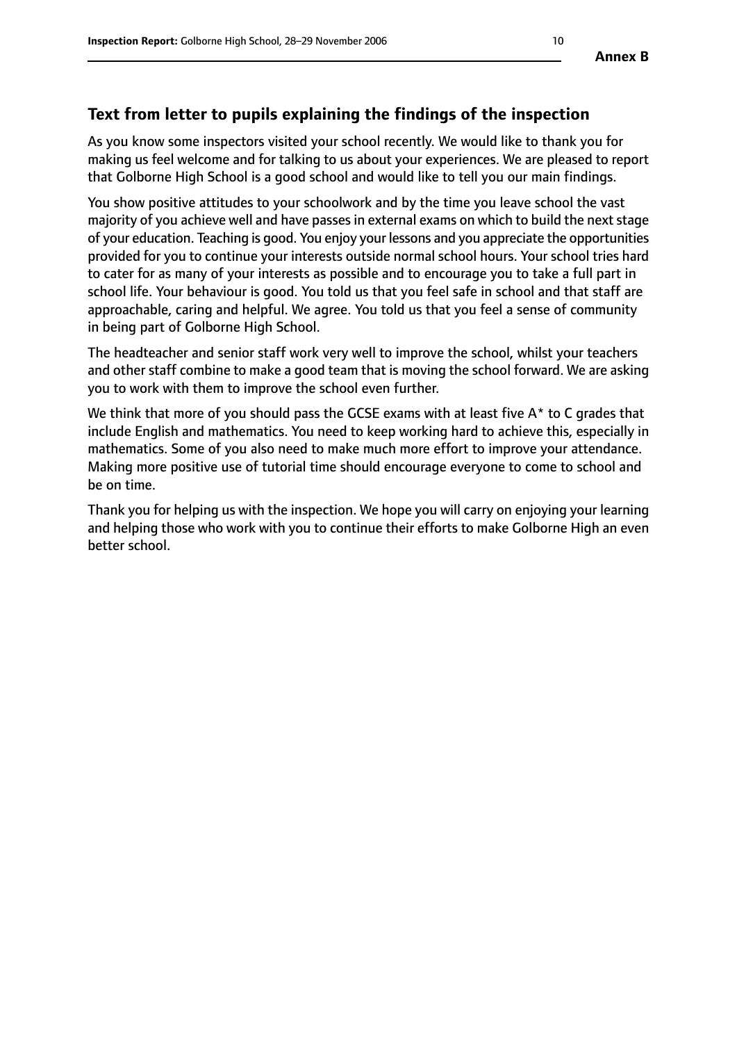## Text from letter to pupils explaining the findings of the inspection

As you know some inspectors visited your school recently. We would like to thank you for making us feel welcome and for talking to us about your experiences. We are pleased to report that Golborne High School is a good school and would like to tell you our main findings.

You show positive attitudes to your schoolwork and by the time you leave school the vast majority of you achieve well and have passes in external exams on which to build the next stage of your education. Teaching is good. You enjoy your lessons and you appreciate the opportunities provided for you to continue your interests outside normal school hours. Your school tries hard to cater for as many of your interests as possible and to encourage you to take a full part in school life. Your behaviour is good. You told us that you feel safe in school and that staff are approachable, caring and helpful. We agree. You told us that you feel a sense of community in being part of Golborne High School.

The headteacher and senior staff work very well to improve the school, whilst your teachers and other staff combine to make a good team that is moving the school forward. We are asking you to work with them to improve the school even further.

We think that more of you should pass the GCSE exams with at least five A* to C grades that include English and mathematics. You need to keep working hard to achieve this, especially in mathematics. Some of you also need to make much more effort to improve your attendance. Making more positive use of tutorial time should encourage everyone to come to school and be on time.

Thank you for helping us with the inspection. We hope you will carry on enjoying your learning and helping those who work with you to continue their efforts to make Golborne High an even better school.